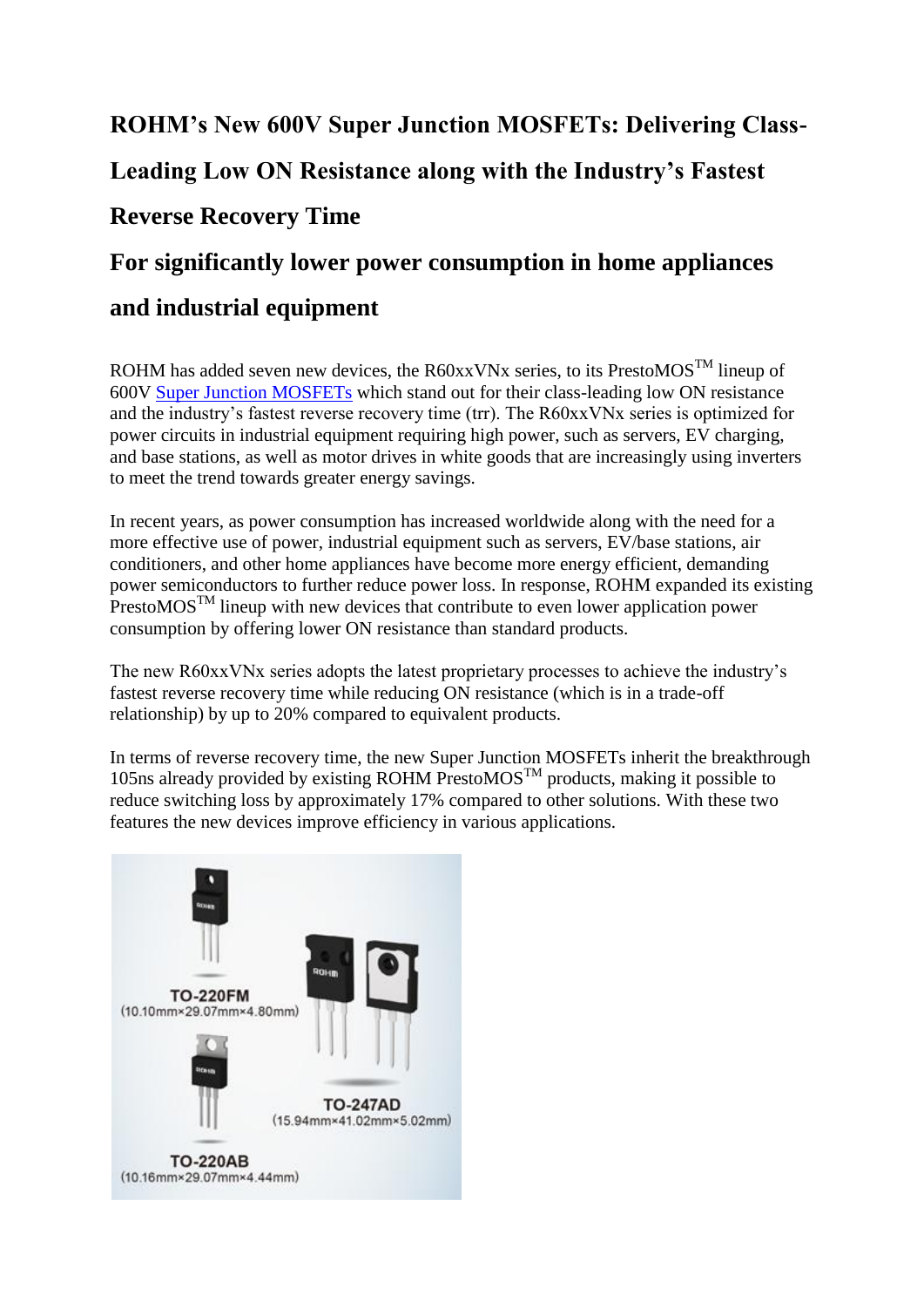# ROHM's New 600V Super Junction MOSFETs: Delivering Class-Leading Low ON Resistance along with the Industry's Fastest Reverse Recovery Time

## For significantly lower power consumption in home appliances and industrial equipment

ROHM has added seven new devices, the R60xxVNx series, to its PrestoMOS™ lineup of 600V Super Junction MOSFETs which stand out for their class-leading low ON resistance and the industry's fastest reverse recovery time (trr). The R60xxVNx series is optimized for power circuits in industrial equipment requiring high power, such as servers, EV charging, and base stations, as well as motor drives in white goods that are increasingly using inverters to meet the trend towards greater energy savings.

In recent years, as power consumption has increased worldwide along with the need for a more effective use of power, industrial equipment such as servers, EV/base stations, air conditioners, and other home appliances have become more energy efficient, demanding power semiconductors to further reduce power loss. In response, ROHM expanded its existing PrestoMOS™ lineup with new devices that contribute to even lower application power consumption by offering lower ON resistance than standard products.

The new R60xxVNx series adopts the latest proprietary processes to achieve the industry's fastest reverse recovery time while reducing ON resistance (which is in a trade-off relationship) by up to 20% compared to equivalent products.

In terms of reverse recovery time, the new Super Junction MOSFETs inherit the breakthrough 105ns already provided by existing ROHM PrestoMOS™ products, making it possible to reduce switching loss by approximately 17% compared to other solutions. With these two features the new devices improve efficiency in various applications.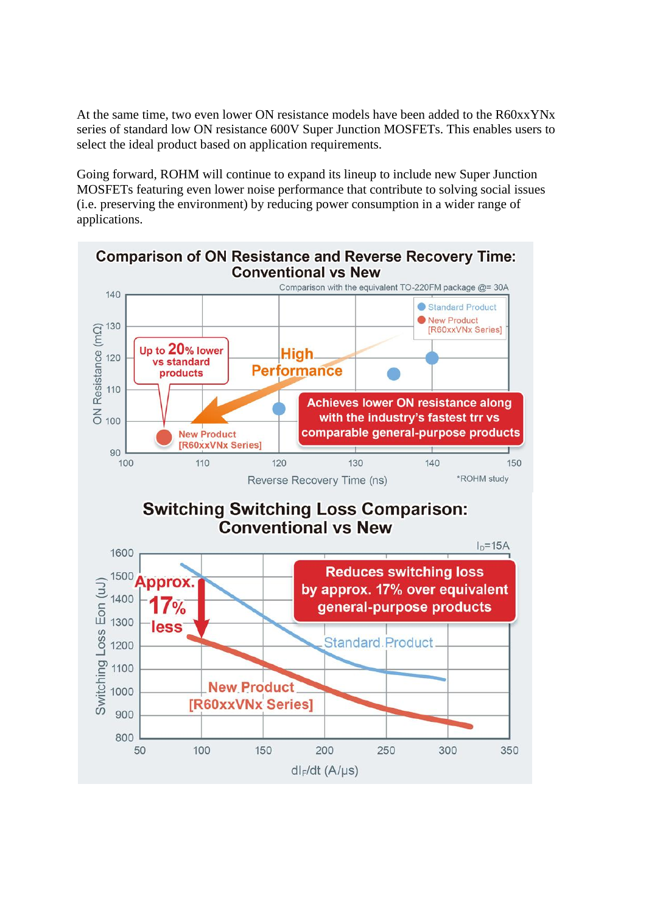At the same time, two even lower ON resistance models have been added to the R60xxYNx series of standard low ON resistance 600V Super Junction MOSFETs. This enables users to select the ideal product based on application requirements.

Going forward, ROHM will continue to expand its lineup to include new Super Junction MOSFETs featuring even lower noise performance that contribute to solving social issues (i.e. preserving the environment) by reducing power consumption in a wider range of applications.

**Comparison of ON Resistance and Reverse Recovery Time: Conventional vs New**

Comparison with the equivalent TO-220FM package @= 30A

- Standard Product
- New Product [R60xxVNx Series]

Up to 20% lower vs standard products

High Performance

Achieves lower ON resistance along with the industry's fastest trr vs comparable general-purpose products

ON Resistance (mΩ) / Reverse Recovery Time (ns)

*ROHM study

**Switching Switching Loss Comparison: Conventional vs New**

$I_D$=15A

Approx. 17% less

Reduces switching loss by approx. 17% over equivalent general-purpose products

Standard Product

New Product [R60xxVNx Series]

Switching Loss Eon (uJ) / $dI_F/dt$ (A/µs)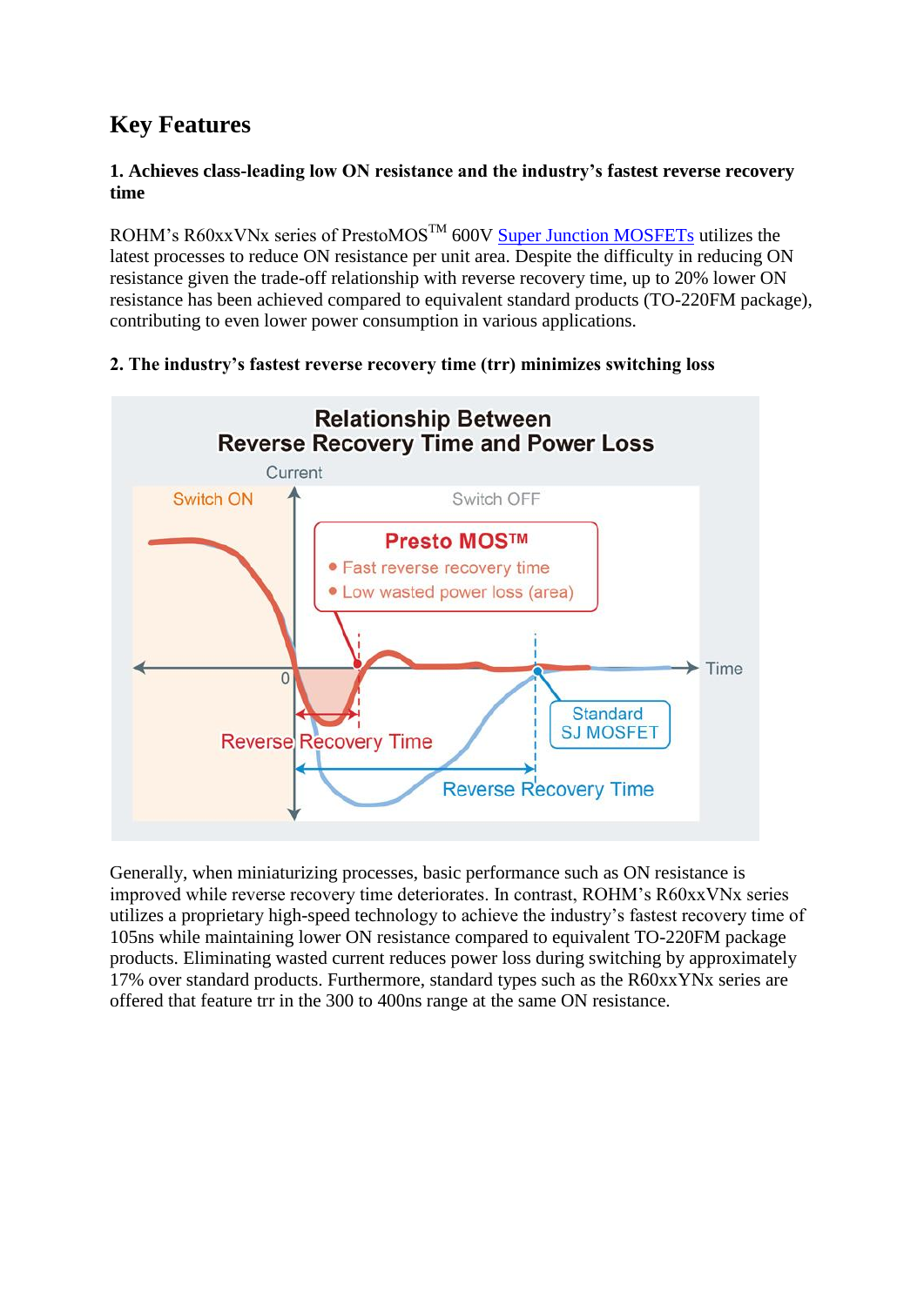## Key Features

### 1. Achieves class-leading low ON resistance and the industry's fastest reverse recovery time

ROHM's R60xxVNx series of PrestoMOS™ 600V Super Junction MOSFETs utilizes the latest processes to reduce ON resistance per unit area. Despite the difficulty in reducing ON resistance given the trade-off relationship with reverse recovery time, up to 20% lower ON resistance has been achieved compared to equivalent standard products (TO-220FM package), contributing to even lower power consumption in various applications.

### 2. The industry's fastest reverse recovery time (trr) minimizes switching loss

Generally, when miniaturizing processes, basic performance such as ON resistance is improved while reverse recovery time deteriorates. In contrast, ROHM's R60xxVNx series utilizes a proprietary high-speed technology to achieve the industry's fastest recovery time of 105ns while maintaining lower ON resistance compared to equivalent TO-220FM package products. Eliminating wasted current reduces power loss during switching by approximately 17% over standard products. Furthermore, standard types such as the R60xxYNx series are offered that feature trr in the 300 to 400ns range at the same ON resistance.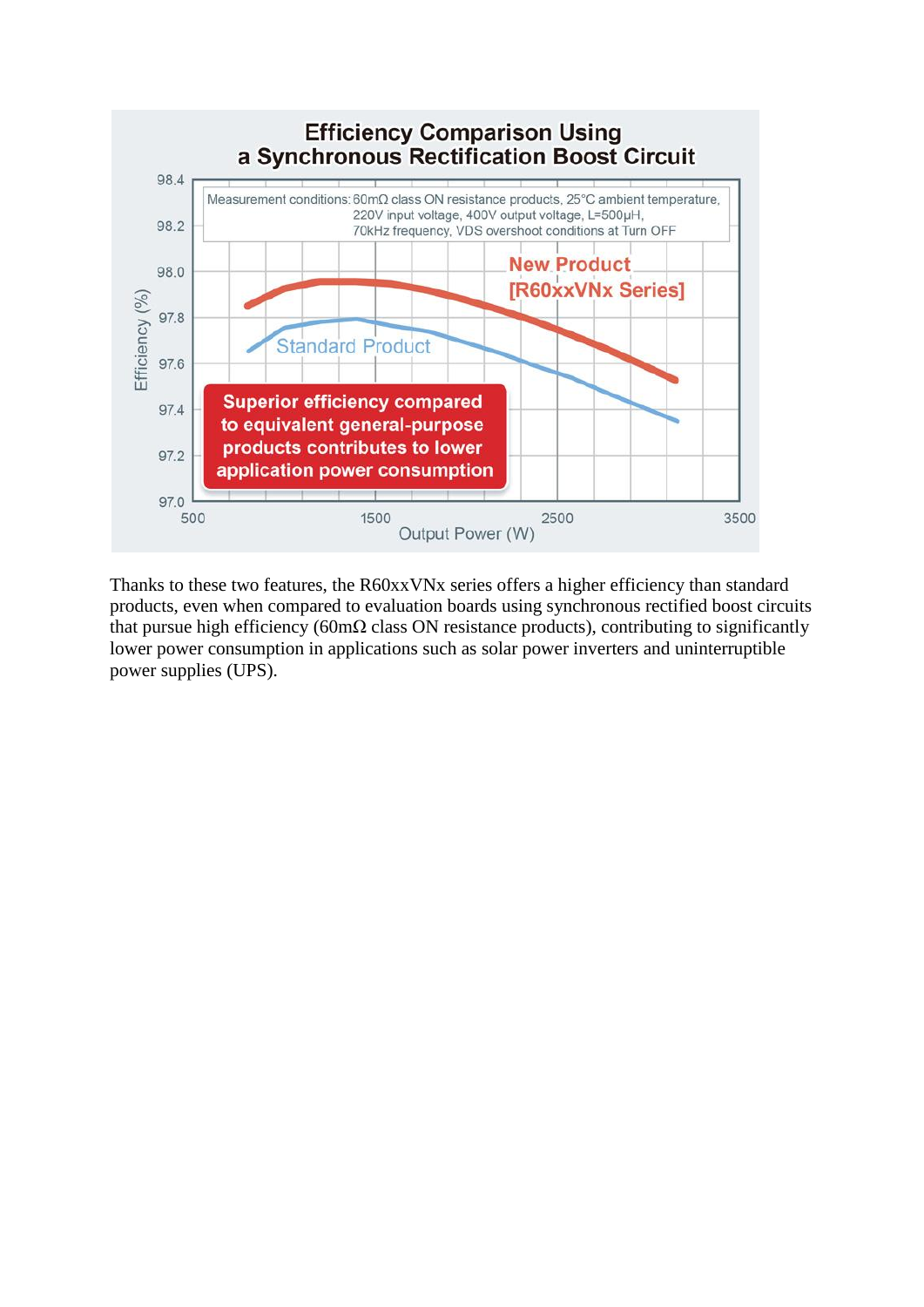Efficiency Comparison Using
a Synchronous Rectification Boost Circuit

Measurement conditions: 60mΩ class ON resistance products, 25°C ambient temperature, 220V input voltage, 400V output voltage, L=500μH, 70kHz frequency, VDS overshoot conditions at Turn OFF

New Product
[R60xxVNx Series]

Standard Product

Superior efficiency compared to equivalent general-purpose products contributes to lower application power consumption

Efficiency (%)

98.4
98.2
98.0
97.8
97.6
97.4
97.2
97.0

500
1500
2500
3500

Output Power (W)

Thanks to these two features, the R60xxVNx series offers a higher efficiency than standard products, even when compared to evaluation boards using synchronous rectified boost circuits that pursue high efficiency (60mΩ class ON resistance products), contributing to significantly lower power consumption in applications such as solar power inverters and uninterruptible power supplies (UPS).